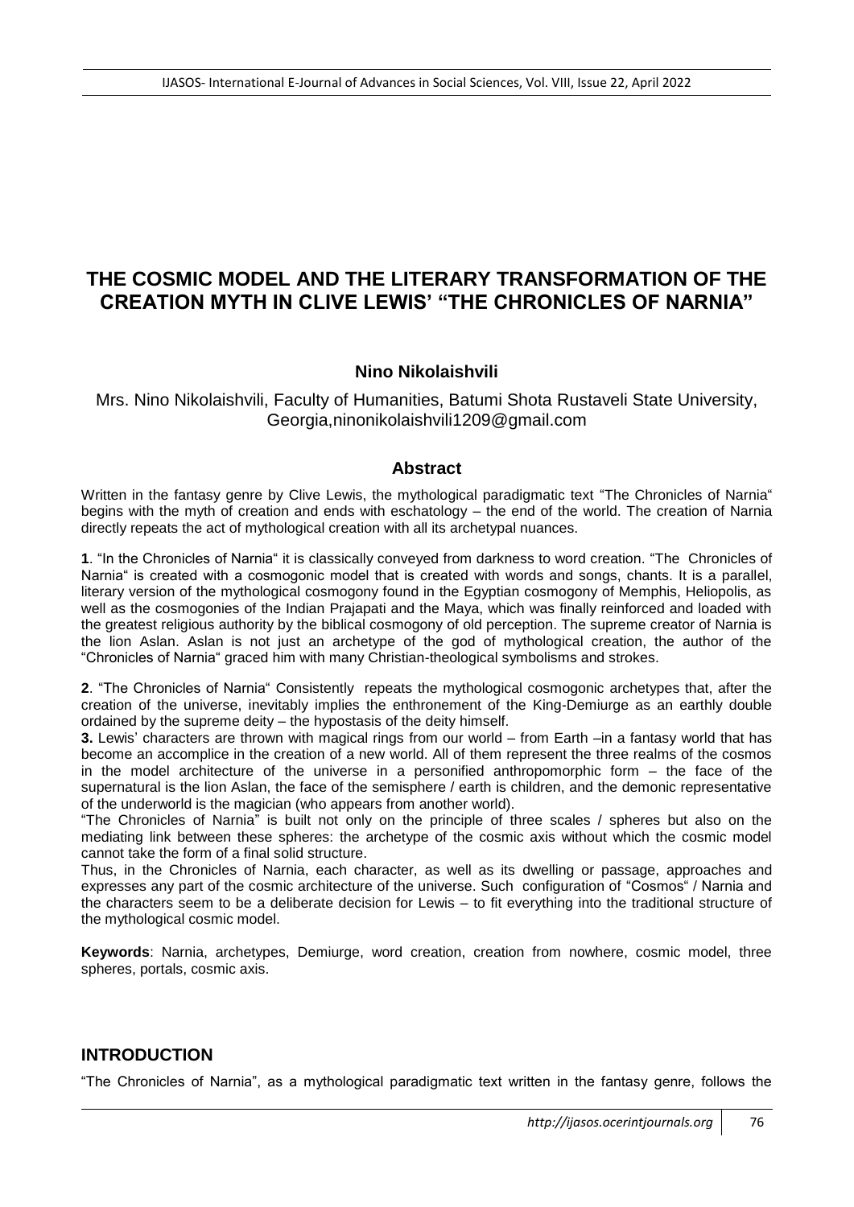# THE COSMIC MODEL AND THE LITERARY TRANSFORMATION OF THE CREATION MYTH IN CLIVE LEWIS' "THE CHRONICLES OF NARNIA"

**Nino Nikolaishvili**

Mrs. Nino Nikolaishvili, Faculty of Humanities, Batumi Shota Rustaveli State University, Georgia,ninonikolaishvili1209@gmail.com

## Abstract

Written in the fantasy genre by Clive Lewis, the mythological paradigmatic text "The Chronicles of Narnia" begins with the myth of creation and ends with eschatology – the end of the world. The creation of Narnia directly repeats the act of mythological creation with all its archetypal nuances.

**1**. "In the Chronicles of Narnia" it is classically conveyed from darkness to word creation. "The Chronicles of Narnia" is created with a cosmogonic model that is created with words and songs, chants. It is a parallel, literary version of the mythological cosmogony found in the Egyptian cosmogony of Memphis, Heliopolis, as well as the cosmogonies of the Indian Prajapati and the Maya, which was finally reinforced and loaded with the greatest religious authority by the biblical cosmogony of old perception. The supreme creator of Narnia is the lion Aslan. Aslan is not just an archetype of the god of mythological creation, the author of the "Chronicles of Narnia" graced him with many Christian-theological symbolisms and strokes.

**2**. "The Chronicles of Narnia" Consistently repeats the mythological cosmogonic archetypes that, after the creation of the universe, inevitably implies the enthronement of the King-Demiurge as an earthly double ordained by the supreme deity – the hypostasis of the deity himself.

**3.** Lewis' characters are thrown with magical rings from our world – from Earth –in a fantasy world that has become an accomplice in the creation of a new world. All of them represent the three realms of the cosmos in the model architecture of the universe in a personified anthropomorphic form – the face of the supernatural is the lion Aslan, the face of the semisphere / earth is children, and the demonic representative of the underworld is the magician (who appears from another world).

"The Chronicles of Narnia" is built not only on the principle of three scales / spheres but also on the mediating link between these spheres: the archetype of the cosmic axis without which the cosmic model cannot take the form of a final solid structure.

Thus, in the Chronicles of Narnia, each character, as well as its dwelling or passage, approaches and expresses any part of the cosmic architecture of the universe. Such configuration of "Cosmos" / Narnia and the characters seem to be a deliberate decision for Lewis – to fit everything into the traditional structure of the mythological cosmic model.

**Keywords**: Narnia, archetypes, Demiurge, word creation, creation from nowhere, cosmic model, three spheres, portals, cosmic axis.

## INTRODUCTION

"The Chronicles of Narnia", as a mythological paradigmatic text written in the fantasy genre, follows the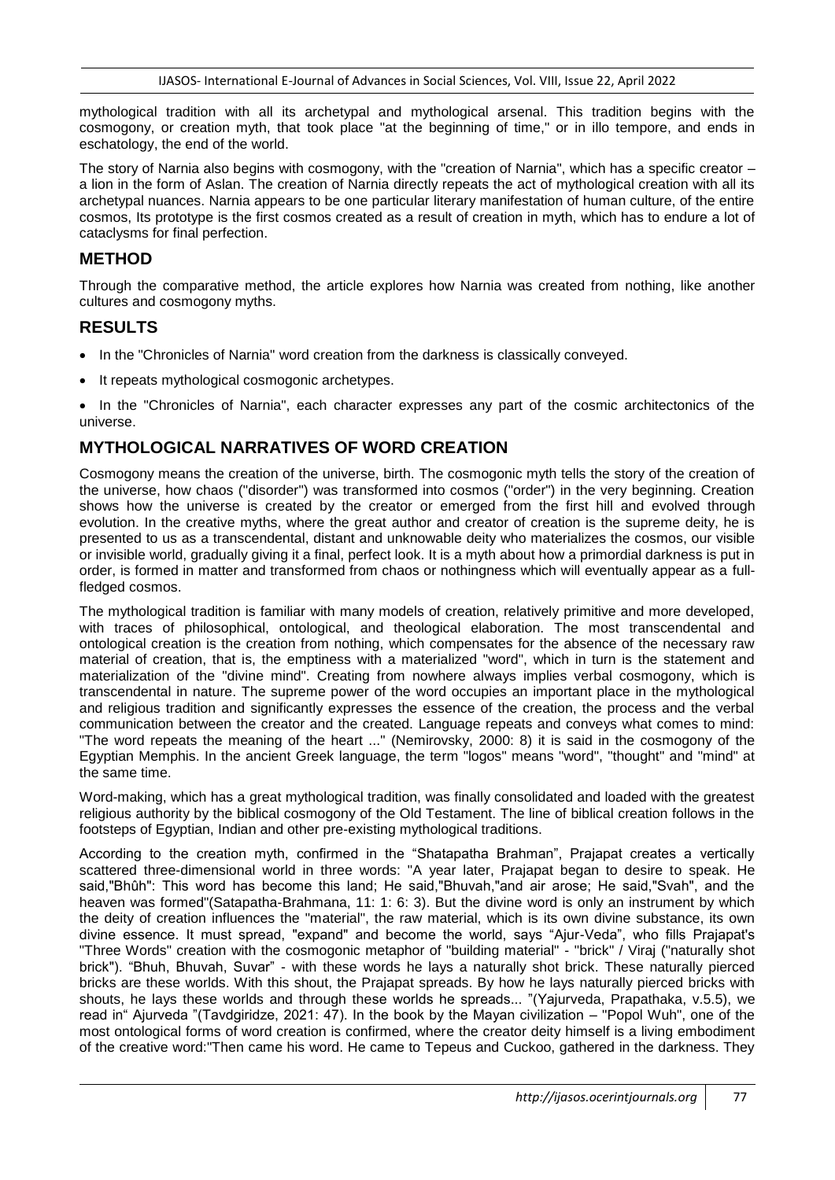mythological tradition with all its archetypal and mythological arsenal. This tradition begins with the cosmogony, or creation myth, that took place "at the beginning of time," or in illo tempore, and ends in eschatology, the end of the world.

The story of Narnia also begins with cosmogony, with the "creation of Narnia", which has a specific creator – a lion in the form of Aslan. The creation of Narnia directly repeats the act of mythological creation with all its archetypal nuances. Narnia appears to be one particular literary manifestation of human culture, of the entire cosmos, Its prototype is the first cosmos created as a result of creation in myth, which has to endure a lot of cataclysms for final perfection.

## METHOD

Through the comparative method, the article explores how Narnia was created from nothing, like another cultures and cosmogony myths.

## RESULTS

- In the "Chronicles of Narnia" word creation from the darkness is classically conveyed.
- It repeats mythological cosmogonic archetypes.
- In the "Chronicles of Narnia", each character expresses any part of the cosmic architectonics of the universe.

## MYTHOLOGICAL NARRATIVES OF WORD CREATION

Cosmogony means the creation of the universe, birth. The cosmogonic myth tells the story of the creation of the universe, how chaos ("disorder") was transformed into cosmos ("order") in the very beginning. Creation shows how the universe is created by the creator or emerged from the first hill and evolved through evolution. In the creative myths, where the great author and creator of creation is the supreme deity, he is presented to us as a transcendental, distant and unknowable deity who materializes the cosmos, our visible or invisible world, gradually giving it a final, perfect look. It is a myth about how a primordial darkness is put in order, is formed in matter and transformed from chaos or nothingness which will eventually appear as a full-fledged cosmos.

The mythological tradition is familiar with many models of creation, relatively primitive and more developed, with traces of philosophical, ontological, and theological elaboration. The most transcendental and ontological creation is the creation from nothing, which compensates for the absence of the necessary raw material of creation, that is, the emptiness with a materialized "word", which in turn is the statement and materialization of the "divine mind". Creating from nowhere always implies verbal cosmogony, which is transcendental in nature. The supreme power of the word occupies an important place in the mythological and religious tradition and significantly expresses the essence of the creation, the process and the verbal communication between the creator and the created. Language repeats and conveys what comes to mind: "The word repeats the meaning of the heart ..." (Nemirovsky, 2000: 8) it is said in the cosmogony of the Egyptian Memphis. In the ancient Greek language, the term "logos" means "word", "thought" and "mind" at the same time.

Word-making, which has a great mythological tradition, was finally consolidated and loaded with the greatest religious authority by the biblical cosmogony of the Old Testament. The line of biblical creation follows in the footsteps of Egyptian, Indian and other pre-existing mythological traditions.

According to the creation myth, confirmed in the "Shatapatha Brahman", Prajapat creates a vertically scattered three-dimensional world in three words: "A year later, Prajapat began to desire to speak. He said,"Bhûh": This word has become this land; He said,"Bhuvah,"and air arose; He said,"Svah", and the heaven was formed"(Satapatha-Brahmana, 11: 1: 6: 3). But the divine word is only an instrument by which the deity of creation influences the "material", the raw material, which is its own divine substance, its own divine essence. It must spread, "expand" and become the world, says "Ajur-Veda", who fills Prajapat's "Three Words" creation with the cosmogonic metaphor of "building material" - "brick" / Viraj ("naturally shot brick"). "Bhuh, Bhuvah, Suvar" - with these words he lays a naturally shot brick. These naturally pierced bricks are these worlds. With this shout, the Prajapat spreads. By how he lays naturally pierced bricks with shouts, he lays these worlds and through these worlds he spreads... "(Yajurveda, Prapathaka, v.5.5), we read in" Ajurveda "(Tavdgiridze, 2021: 47). In the book by the Mayan civilization – "Popol Wuh", one of the most ontological forms of word creation is confirmed, where the creator deity himself is a living embodiment of the creative word:"Then came his word. He came to Tepeus and Cuckoo, gathered in the darkness. They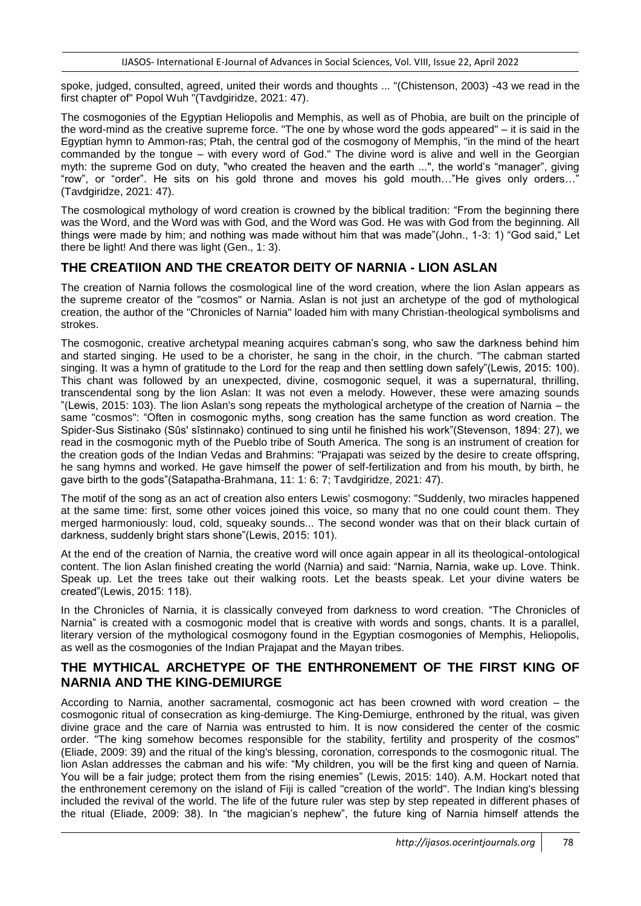spoke, judged, consulted, agreed, united their words and thoughts ... "(Chistenson, 2003) -43 we read in the first chapter of" Popol Wuh "(Tavdgiridze, 2021: 47).

The cosmogonies of the Egyptian Heliopolis and Memphis, as well as of Phobia, are built on the principle of the word-mind as the creative supreme force. "The one by whose word the gods appeared" – it is said in the Egyptian hymn to Ammon-ras; Ptah, the central god of the cosmogony of Memphis, "in the mind of the heart commanded by the tongue – with every word of God." The divine word is alive and well in the Georgian myth: the supreme God on duty, "who created the heaven and the earth ...", the world's "manager", giving "row", or "order". He sits on his gold throne and moves his gold mouth…"He gives only orders…" (Tavdgiridze, 2021: 47).

The cosmological mythology of word creation is crowned by the biblical tradition: "From the beginning there was the Word, and the Word was with God, and the Word was God. He was with God from the beginning. All things were made by him; and nothing was made without him that was made"(John., 1-3: 1) "God said," Let there be light! And there was light (Gen., 1: 3).

## THE CREATIION AND THE CREATOR DEITY OF NARNIA - LION ASLAN

The creation of Narnia follows the cosmological line of the word creation, where the lion Aslan appears as the supreme creator of the "cosmos" or Narnia. Aslan is not just an archetype of the god of mythological creation, the author of the "Chronicles of Narnia" loaded him with many Christian-theological symbolisms and strokes.

The cosmogonic, creative archetypal meaning acquires cabman's song, who saw the darkness behind him and started singing. He used to be a chorister, he sang in the choir, in the church. "The cabman started singing. It was a hymn of gratitude to the Lord for the reap and then settling down safely"(Lewis, 2015: 100). This chant was followed by an unexpected, divine, cosmogonic sequel, it was a supernatural, thrilling, transcendental song by the lion Aslan: It was not even a melody. However, these were amazing sounds "(Lewis, 2015: 103). The lion Aslan's song repeats the mythological archetype of the creation of Narnia – the same "cosmos": "Often in cosmogonic myths, song creation has the same function as word creation. The Spider-Sus Sistinako (Sûs' sîstinnako) continued to sing until he finished his work"(Stevenson, 1894: 27), we read in the cosmogonic myth of the Pueblo tribe of South America. The song is an instrument of creation for the creation gods of the Indian Vedas and Brahmins: "Prajapati was seized by the desire to create offspring, he sang hymns and worked. He gave himself the power of self-fertilization and from his mouth, by birth, he gave birth to the gods"(Satapatha-Brahmana, 11: 1: 6: 7; Tavdgiridze, 2021: 47).

The motif of the song as an act of creation also enters Lewis' cosmogony: "Suddenly, two miracles happened at the same time: first, some other voices joined this voice, so many that no one could count them. They merged harmoniously: loud, cold, squeaky sounds... The second wonder was that on their black curtain of darkness, suddenly bright stars shone"(Lewis, 2015: 101).

At the end of the creation of Narnia, the creative word will once again appear in all its theological-ontological content. The lion Aslan finished creating the world (Narnia) and said: "Narnia, Narnia, wake up. Love. Think. Speak up. Let the trees take out their walking roots. Let the beasts speak. Let your divine waters be created"(Lewis, 2015: 118).

In the Chronicles of Narnia, it is classically conveyed from darkness to word creation. "The Chronicles of Narnia" is created with a cosmogonic model that is creative with words and songs, chants. It is a parallel, literary version of the mythological cosmogony found in the Egyptian cosmogonies of Memphis, Heliopolis, as well as the cosmogonies of the Indian Prajapat and the Mayan tribes.

## THE MYTHICAL ARCHETYPE OF THE ENTHRONEMENT OF THE FIRST KING OF NARNIA AND THE KING-DEMIURGE

According to Narnia, another sacramental, cosmogonic act has been crowned with word creation – the cosmogonic ritual of consecration as king-demiurge. The King-Demiurge, enthroned by the ritual, was given divine grace and the care of Narnia was entrusted to him. It is now considered the center of the cosmic order. "The king somehow becomes responsible for the stability, fertility and prosperity of the cosmos" (Eliade, 2009: 39) and the ritual of the king's blessing, coronation, corresponds to the cosmogonic ritual. The lion Aslan addresses the cabman and his wife: "My children, you will be the first king and queen of Narnia. You will be a fair judge; protect them from the rising enemies" (Lewis, 2015: 140). A.M. Hockart noted that the enthronement ceremony on the island of Fiji is called "creation of the world". The Indian king's blessing included the revival of the world. The life of the future ruler was step by step repeated in different phases of the ritual (Eliade, 2009: 38). In "the magician's nephew", the future king of Narnia himself attends the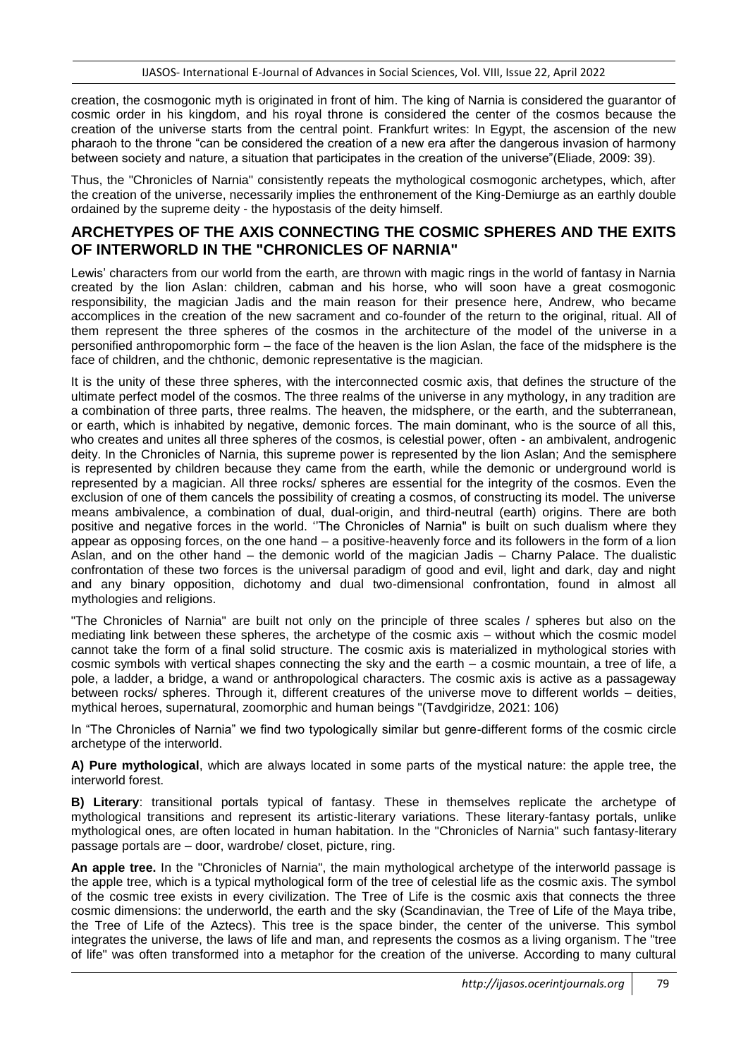creation, the cosmogonic myth is originated in front of him. The king of Narnia is considered the guarantor of cosmic order in his kingdom, and his royal throne is considered the center of the cosmos because the creation of the universe starts from the central point. Frankfurt writes: In Egypt, the ascension of the new pharaoh to the throne "can be considered the creation of a new era after the dangerous invasion of harmony between society and nature, a situation that participates in the creation of the universe"(Eliade, 2009: 39).

Thus, the "Chronicles of Narnia" consistently repeats the mythological cosmogonic archetypes, which, after the creation of the universe, necessarily implies the enthronement of the King-Demiurge as an earthly double ordained by the supreme deity - the hypostasis of the deity himself.

## ARCHETYPES OF THE AXIS CONNECTING THE COSMIC SPHERES AND THE EXITS OF INTERWORLD IN THE "CHRONICLES OF NARNIA"

Lewis' characters from our world from the earth, are thrown with magic rings in the world of fantasy in Narnia created by the lion Aslan: children, cabman and his horse, who will soon have a great cosmogonic responsibility, the magician Jadis and the main reason for their presence here, Andrew, who became accomplices in the creation of the new sacrament and co-founder of the return to the original, ritual. All of them represent the three spheres of the cosmos in the architecture of the model of the universe in a personified anthropomorphic form – the face of the heaven is the lion Aslan, the face of the midsphere is the face of children, and the chthonic, demonic representative is the magician.

It is the unity of these three spheres, with the interconnected cosmic axis, that defines the structure of the ultimate perfect model of the cosmos. The three realms of the universe in any mythology, in any tradition are a combination of three parts, three realms. The heaven, the midsphere, or the earth, and the subterranean, or earth, which is inhabited by negative, demonic forces. The main dominant, who is the source of all this, who creates and unites all three spheres of the cosmos, is celestial power, often - an ambivalent, androgenic deity. In the Chronicles of Narnia, this supreme power is represented by the lion Aslan; And the semisphere is represented by children because they came from the earth, while the demonic or underground world is represented by a magician. All three rocks/ spheres are essential for the integrity of the cosmos. Even the exclusion of one of them cancels the possibility of creating a cosmos, of constructing its model. The universe means ambivalence, a combination of dual, dual-origin, and third-neutral (earth) origins. There are both positive and negative forces in the world. ''The Chronicles of Narnia" is built on such dualism where they appear as opposing forces, on the one hand – a positive-heavenly force and its followers in the form of a lion Aslan, and on the other hand – the demonic world of the magician Jadis – Charny Palace. The dualistic confrontation of these two forces is the universal paradigm of good and evil, light and dark, day and night and any binary opposition, dichotomy and dual two-dimensional confrontation, found in almost all mythologies and religions.

"The Chronicles of Narnia" are built not only on the principle of three scales / spheres but also on the mediating link between these spheres, the archetype of the cosmic axis – without which the cosmic model cannot take the form of a final solid structure. The cosmic axis is materialized in mythological stories with cosmic symbols with vertical shapes connecting the sky and the earth – a cosmic mountain, a tree of life, a pole, a ladder, a bridge, a wand or anthropological characters. The cosmic axis is active as a passageway between rocks/ spheres. Through it, different creatures of the universe move to different worlds – deities, mythical heroes, supernatural, zoomorphic and human beings "(Tavdgiridze, 2021: 106)

In "The Chronicles of Narnia" we find two typologically similar but genre-different forms of the cosmic circle archetype of the interworld.

**A) Pure mythological**, which are always located in some parts of the mystical nature: the apple tree, the interworld forest.

**B) Literary**: transitional portals typical of fantasy. These in themselves replicate the archetype of mythological transitions and represent its artistic-literary variations. These literary-fantasy portals, unlike mythological ones, are often located in human habitation. In the "Chronicles of Narnia" such fantasy-literary passage portals are – door, wardrobe/ closet, picture, ring.

**An apple tree.** In the "Chronicles of Narnia", the main mythological archetype of the interworld passage is the apple tree, which is a typical mythological form of the tree of celestial life as the cosmic axis. The symbol of the cosmic tree exists in every civilization. The Tree of Life is the cosmic axis that connects the three cosmic dimensions: the underworld, the earth and the sky (Scandinavian, the Tree of Life of the Maya tribe, the Tree of Life of the Aztecs). This tree is the space binder, the center of the universe. This symbol integrates the universe, the laws of life and man, and represents the cosmos as a living organism. The "tree of life" was often transformed into a metaphor for the creation of the universe. According to many cultural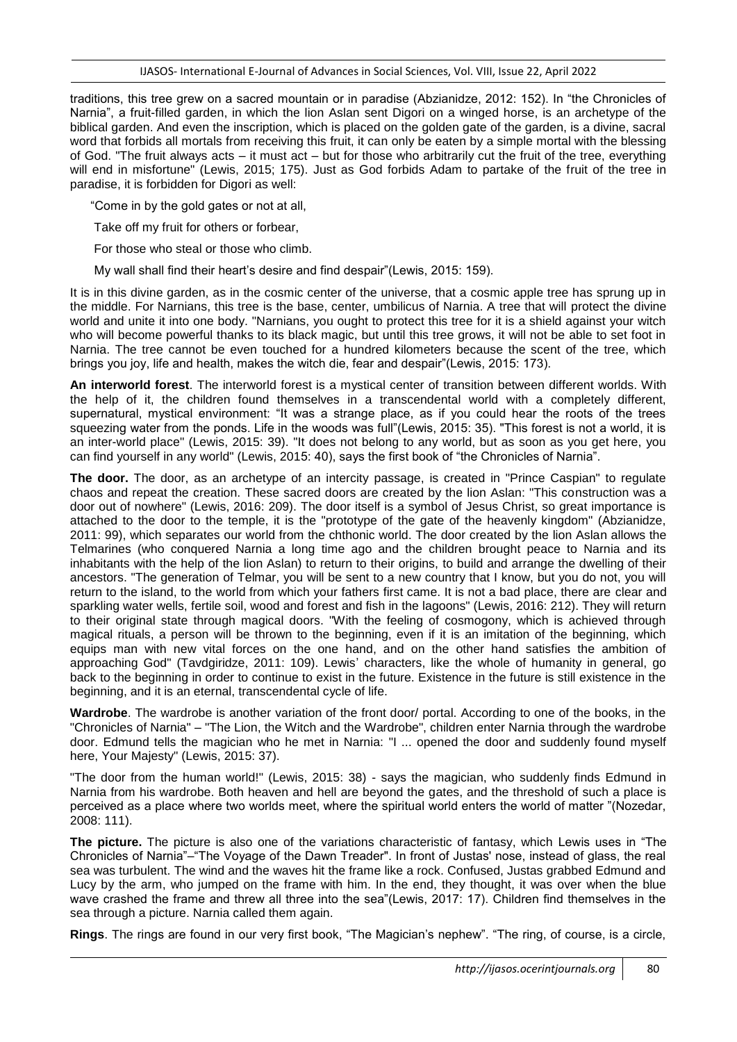traditions, this tree grew on a sacred mountain or in paradise (Abzianidze, 2012: 152). In "the Chronicles of Narnia", a fruit-filled garden, in which the lion Aslan sent Digori on a winged horse, is an archetype of the biblical garden. And even the inscription, which is placed on the golden gate of the garden, is a divine, sacral word that forbids all mortals from receiving this fruit, it can only be eaten by a simple mortal with the blessing of God. "The fruit always acts – it must act – but for those who arbitrarily cut the fruit of the tree, everything will end in misfortune" (Lewis, 2015; 175). Just as God forbids Adam to partake of the fruit of the tree in paradise, it is forbidden for Digori as well:

"Come in by the gold gates or not at all,

Take off my fruit for others or forbear,

For those who steal or those who climb.

My wall shall find their heart's desire and find despair"(Lewis, 2015: 159).

It is in this divine garden, as in the cosmic center of the universe, that a cosmic apple tree has sprung up in the middle. For Narnians, this tree is the base, center, umbilicus of Narnia. A tree that will protect the divine world and unite it into one body. "Narnians, you ought to protect this tree for it is a shield against your witch who will become powerful thanks to its black magic, but until this tree grows, it will not be able to set foot in Narnia. The tree cannot be even touched for a hundred kilometers because the scent of the tree, which brings you joy, life and health, makes the witch die, fear and despair"(Lewis, 2015: 173).

**An interworld forest**. The interworld forest is a mystical center of transition between different worlds. With the help of it, the children found themselves in a transcendental world with a completely different, supernatural, mystical environment: "It was a strange place, as if you could hear the roots of the trees squeezing water from the ponds. Life in the woods was full"(Lewis, 2015: 35). "This forest is not a world, it is an inter-world place" (Lewis, 2015: 39). "It does not belong to any world, but as soon as you get here, you can find yourself in any world" (Lewis, 2015: 40), says the first book of "the Chronicles of Narnia".

**The door.** The door, as an archetype of an intercity passage, is created in "Prince Caspian" to regulate chaos and repeat the creation. These sacred doors are created by the lion Aslan: "This construction was a door out of nowhere" (Lewis, 2016: 209). The door itself is a symbol of Jesus Christ, so great importance is attached to the door to the temple, it is the "prototype of the gate of the heavenly kingdom" (Abzianidze, 2011: 99), which separates our world from the chthonic world. The door created by the lion Aslan allows the Telmarines (who conquered Narnia a long time ago and the children brought peace to Narnia and its inhabitants with the help of the lion Aslan) to return to their origins, to build and arrange the dwelling of their ancestors. "The generation of Telmar, you will be sent to a new country that I know, but you do not, you will return to the island, to the world from which your fathers first came. It is not a bad place, there are clear and sparkling water wells, fertile soil, wood and forest and fish in the lagoons" (Lewis, 2016: 212). They will return to their original state through magical doors. "With the feeling of cosmogony, which is achieved through magical rituals, a person will be thrown to the beginning, even if it is an imitation of the beginning, which equips man with new vital forces on the one hand, and on the other hand satisfies the ambition of approaching God" (Tavdgiridze, 2011: 109). Lewis' characters, like the whole of humanity in general, go back to the beginning in order to continue to exist in the future. Existence in the future is still existence in the beginning, and it is an eternal, transcendental cycle of life.

**Wardrobe**. The wardrobe is another variation of the front door/ portal. According to one of the books, in the "Chronicles of Narnia" – "The Lion, the Witch and the Wardrobe", children enter Narnia through the wardrobe door. Edmund tells the magician who he met in Narnia: "I ... opened the door and suddenly found myself here, Your Majesty" (Lewis, 2015: 37).

"The door from the human world!" (Lewis, 2015: 38) - says the magician, who suddenly finds Edmund in Narnia from his wardrobe. Both heaven and hell are beyond the gates, and the threshold of such a place is perceived as a place where two worlds meet, where the spiritual world enters the world of matter "(Nozedar, 2008: 111).

**The picture.** The picture is also one of the variations characteristic of fantasy, which Lewis uses in "The Chronicles of Narnia"–"The Voyage of the Dawn Treader". In front of Justas' nose, instead of glass, the real sea was turbulent. The wind and the waves hit the frame like a rock. Confused, Justas grabbed Edmund and Lucy by the arm, who jumped on the frame with him. In the end, they thought, it was over when the blue wave crashed the frame and threw all three into the sea"(Lewis, 2017: 17). Children find themselves in the sea through a picture. Narnia called them again.

**Rings**. The rings are found in our very first book, "The Magician's nephew". "The ring, of course, is a circle,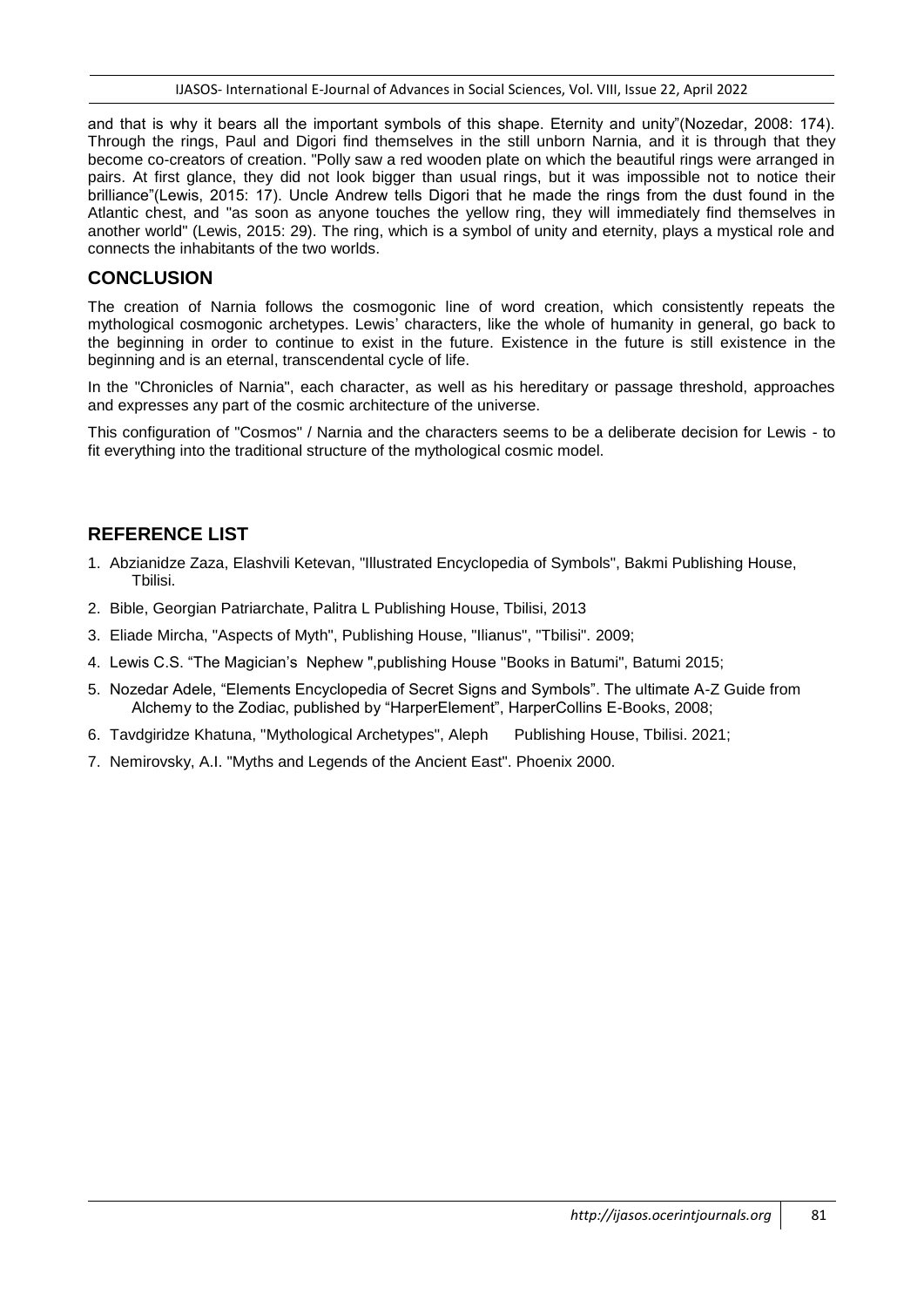and that is why it bears all the important symbols of this shape. Eternity and unity"(Nozedar, 2008: 174). Through the rings, Paul and Digori find themselves in the still unborn Narnia, and it is through that they become co-creators of creation. "Polly saw a red wooden plate on which the beautiful rings were arranged in pairs. At first glance, they did not look bigger than usual rings, but it was impossible not to notice their brilliance"(Lewis, 2015: 17). Uncle Andrew tells Digori that he made the rings from the dust found in the Atlantic chest, and "as soon as anyone touches the yellow ring, they will immediately find themselves in another world" (Lewis, 2015: 29). The ring, which is a symbol of unity and eternity, plays a mystical role and connects the inhabitants of the two worlds.

## CONCLUSION

The creation of Narnia follows the cosmogonic line of word creation, which consistently repeats the mythological cosmogonic archetypes. Lewis' characters, like the whole of humanity in general, go back to the beginning in order to continue to exist in the future. Existence in the future is still existence in the beginning and is an eternal, transcendental cycle of life.

In the "Chronicles of Narnia", each character, as well as his hereditary or passage threshold, approaches and expresses any part of the cosmic architecture of the universe.

This configuration of "Cosmos" / Narnia and the characters seems to be a deliberate decision for Lewis - to fit everything into the traditional structure of the mythological cosmic model.

## REFERENCE LIST

1. Abzianidze Zaza, Elashvili Ketevan, "Illustrated Encyclopedia of Symbols", Bakmi Publishing House, Tbilisi.
2. Bible, Georgian Patriarchate, Palitra L Publishing House, Tbilisi, 2013
3. Eliade Mircha, "Aspects of Myth", Publishing House, "Ilianus", "Tbilisi". 2009;
4. Lewis C.S. "The Magician's Nephew ",publishing House "Books in Batumi", Batumi 2015;
5. Nozedar Adele, "Elements Encyclopedia of Secret Signs and Symbols". The ultimate A-Z Guide from Alchemy to the Zodiac, published by "HarperElement", HarperCollins E-Books, 2008;
6. Tavdgiridze Khatuna, "Mythological Archetypes", Aleph Publishing House, Tbilisi. 2021;
7. Nemirovsky, A.I. "Myths and Legends of the Ancient East". Phoenix 2000.